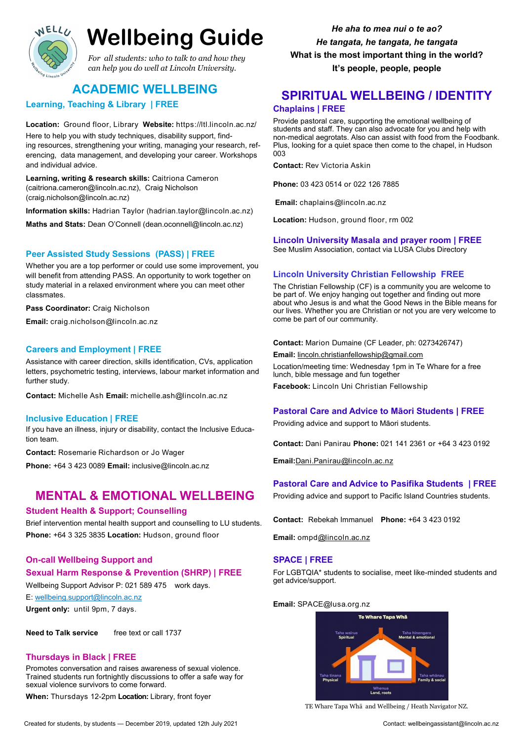# Wellbeing Guide

*For all students: who to talk to and how they can help you do well at Lincoln University.*

## ACADEMIC WELLBEING

### Learning, Teaching & Library | FREE

**Location:** Ground floor, Library **Website:** https://ltl.lincoln.ac.nz/

Here to help you with study techniques, disability support, finding resources, strengthening your writing, managing your research, referencing, data management, and developing your career. Workshops and individual advice.

**Learning, writing & research skills:** Caitriona Cameron (caitriona.cameron@lincoln.ac.nz), Craig Nicholson (craig.nicholson@lincoln.ac.nz)

**Information skills:** Hadrian Taylor (hadrian.taylor@lincoln.ac.nz)

**Maths and Stats:** Dean O'Connell (dean.oconnell@lincoln.ac.nz)

### Peer Assisted Study Sessions (PASS) | FREE

Whether you are a top performer or could use some improvement, you will benefit from attending PASS. An opportunity to work together on study material in a relaxed environment where you can meet other classmates.

**Pass Coordinator:** Craig Nicholson

**Email:** craig.nicholson@lincoln.ac.nz

### Careers and Employment | FREE

Assistance with career direction, skills identification, CVs, application letters, psychometric testing, interviews, labour market information and further study.

**Contact:** Michelle Ash **Email:** michelle.ash@lincoln.ac.nz

### Inclusive Education | FREE

If you have an illness, injury or disability, contact the Inclusive Education team.

**Contact:** Rosemarie Richardson or Jo Wager

**Phone:** +64 3 423 0089 **Email:** inclusive@lincoln.ac.nz

## MENTAL & EMOTIONAL WELLBEING

### Student Health & Support; Counselling

Brief intervention mental health support and counselling to LU students.

**Phone:** +64 3 325 3835 **Location:** Hudson, ground floor

### On-call Wellbeing Support and Sexual Harm Response & Prevention (SHRP) | FREE

Wellbeing Support Advisor P: 021 589 475 work days.

E: wellbeing.support@lincoln.ac.nz

**Urgent only:** until 9pm, 7 days.

**Need to Talk service** free text or call 1737

### Thursdays in Black | FREE

Promotes conversation and raises awareness of sexual violence. Trained students run fortnightly discussions to offer a safe way for sexual violence survivors to come forward.

**When:** Thursdays 12-2pm **Location:** Library, front foyer

*He aha to mea nui o te ao?*
*He tangata, he tangata, he tangata*
**What is the most important thing in the world?**
**It's people, people, people**

## SPIRITUAL WELLBEING / IDENTITY

### Chaplains | FREE

Provide pastoral care, supporting the emotional wellbeing of students and staff. They can also advocate for you and help with non-medical aegrotats. Also can assist with food from the Foodbank. Plus, looking for a quiet space then come to the chapel, in Hudson 003

**Contact:** Rev Victoria Askin

**Phone:** 03 423 0514 or 022 126 7885

**Email:** chaplains@lincoln.ac.nz

**Location:** Hudson, ground floor, rm 002

### Lincoln University Masala and prayer room | FREE

See Muslim Association, contact via LUSA Clubs Directory

### Lincoln University Christian Fellowship FREE

The Christian Fellowship (CF) is a community you are welcome to be part of. We enjoy hanging out together and finding out more about who Jesus is and what the Good News in the Bible means for our lives. Whether you are Christian or not you are very welcome to come be part of our community.

**Contact:** Marion Dumaine (CF Leader, ph: 0273426747)

**Email:** lincoln.christianfellowship@gmail.com

Location/meeting time: Wednesday 1pm in Te Whare for a free lunch, bible message and fun together

**Facebook:** Lincoln Uni Christian Fellowship

### Pastoral Care and Advice to Māori Students | FREE

Providing advice and support to Māori students.

**Contact:** Dani Panirau **Phone:** 021 141 2361 or +64 3 423 0192

**Email:** Dani.Panirau@lincoln.ac.nz

### Pastoral Care and Advice to Pasifika Students | FREE

Providing advice and support to Pacific Island Countries students.

**Contact:** Rebekah Immanuel **Phone:** +64 3 423 0192

**Email:** ompd@lincoln.ac.nz

### SPACE | FREE

For LGBTQIA* students to socialise, meet like-minded students and get advice/support.

**Email:** SPACE@lusa.org.nz

Te Whare Tapa Whā: Taha wairua (Spiritual), Taha hinengaro (Mental & emotional), Taha tinana (Physical), Taha whānau (Family & social), Whenua (Land, roots)

TE Whare Tapa Whā and Wellbeing / Heath Navigator NZ.

Created for students, by students — December 2019, updated 12th July 2021

Contact: wellbeingassistant@lincoln.ac.nz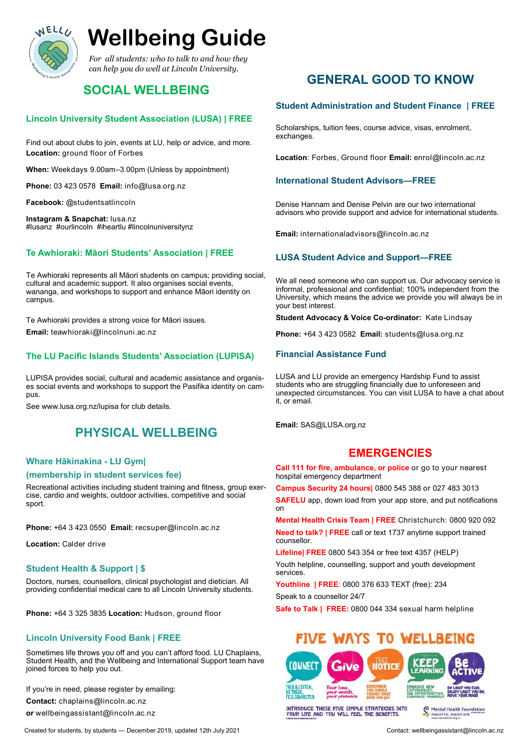# Wellbeing Guide

*For all students: who to talk to and how they can help you do well at Lincoln University.*

## SOCIAL WELLBEING

### Lincoln University Student Association (LUSA) | FREE

Find out about clubs to join, events at LU, help or advice, and more.
**Location:** ground floor of Forbes

**When:** Weekdays 9.00am–3.00pm (Unless by appointment)

**Phone:** 03 423 0578 **Email:** info@lusa.org.nz

**Facebook:** @studentsatlincoln

**Instagram & Snapchat:** lusa.nz
#lusanz #ourlincoln #iheartlu #lincolnuniversitynz

### Te Awhioraki: Māori Students' Association | FREE

Te Awhioraki represents all Māori students on campus; providing social, cultural and academic support. It also organises social events, wananga, and workshops to support and enhance Māori identity on campus.

Te Awhioraki provides a strong voice for Māori issues.

**Email:** teawhioraki@lincolnuni.ac.nz

### The LU Pacific Islands Students' Association (LUPISA)

LUPISA provides social, cultural and academic assistance and organises social events and workshops to support the Pasifika identity on campus.

See www.lusa.org.nz/lupisa for club details.

## PHYSICAL WELLBEING

### Whare Hākinakina - LU Gym| (membership in student services fee)

Recreational activities including student training and fitness, group exercise, cardio and weights, outdoor activities, competitive and social sport.

**Phone:** +64 3 423 0550 **Email:** recsuper@lincoln.ac.nz

**Location:** Calder drive

### Student Health & Support | $

Doctors, nurses, counsellors, clinical psychologist and dietician. All providing confidential medical care to all Lincoln University students.

**Phone:** +64 3 325 3835 **Location:** Hudson, ground floor

### Lincoln University Food Bank | FREE

Sometimes life throws you off and you can't afford food. LU Chaplains, Student Health, and the Wellbeing and International Support team have joined forces to help you out.

If you're in need, please register by emailing:

**Contact:** chaplains@lincoln.ac.nz

**or** wellbeingassistant@lincoln.ac.nz

## GENERAL GOOD TO KNOW

### Student Administration and Student Finance | FREE

Scholarships, tuition fees, course advice, visas, enrolment, exchanges.

**Location**: Forbes, Ground floor **Email:** enrol@lincoln.ac.nz

### International Student Advisors—FREE

Denise Hannam and Denise Pelvin are our two international advisors who provide support and advice for international students.

**Email:** internationaladvisors@lincoln.ac.nz

### LUSA Student Advice and Support—FREE

We all need someone who can support us. Our advocacy service is informal, professional and confidential; 100% independent from the University, which means the advice we provide you will always be in your best interest.

**Student Advocacy & Voice Co-ordinator:** Kate Lindsay

**Phone:** +64 3 423 0582 **Email:** students@lusa.org.nz

### Financial Assistance Fund

LUSA and LU provide an emergency Hardship Fund to assist students who are struggling financially due to unforeseen and unexpected circumstances. You can visit LUSA to have a chat about it, or email.

**Email:** SAS@LUSA.org.nz

## EMERGENCIES

**Call 111 for fire, ambulance, or police** or go to your nearest hospital emergency department

**Campus Security 24 hours|** 0800 545 388 or 027 483 3013

**SAFELU** app, down load from your app store, and put notifications on

**Mental Health Crisis Team | FREE** Christchurch: 0800 920 092

**Need to talk? | FREE** call or text 1737 anytime support trained counsellor.

**Lifeline| FREE** 0800 543 354 or free text 4357 (HELP)

Youth helpline, counselling, support and youth development services.

**Youthline | FREE**: 0800 376 633 TEXT (free): 234

Speak to a counsellor 24/7

**Safe to Talk | FREE:** 0800 044 334 sexual harm helpline

FIVE WAYS TO WELLBEING

CONNECT — Talk & listen, be there, feel connected

Give — Your time, your words, your presence

TAKE NOTICE — Remember the simple things that give you joy

KEEP LEARNING — Embrace new experiences, see opportunities, surprise yourself

BE ACTIVE — Do what you can, enjoy what you do, move your mood

INTRODUCE THESE FIVE SIMPLE STRATEGIES INTO YOUR LIFE AND YOU WILL FEEL THE BENEFITS.

Mental Health Foundation

Created for students, by students — December 2019, updated 12th July 2021

Contact: wellbeingassistant@lincoln.ac.nz